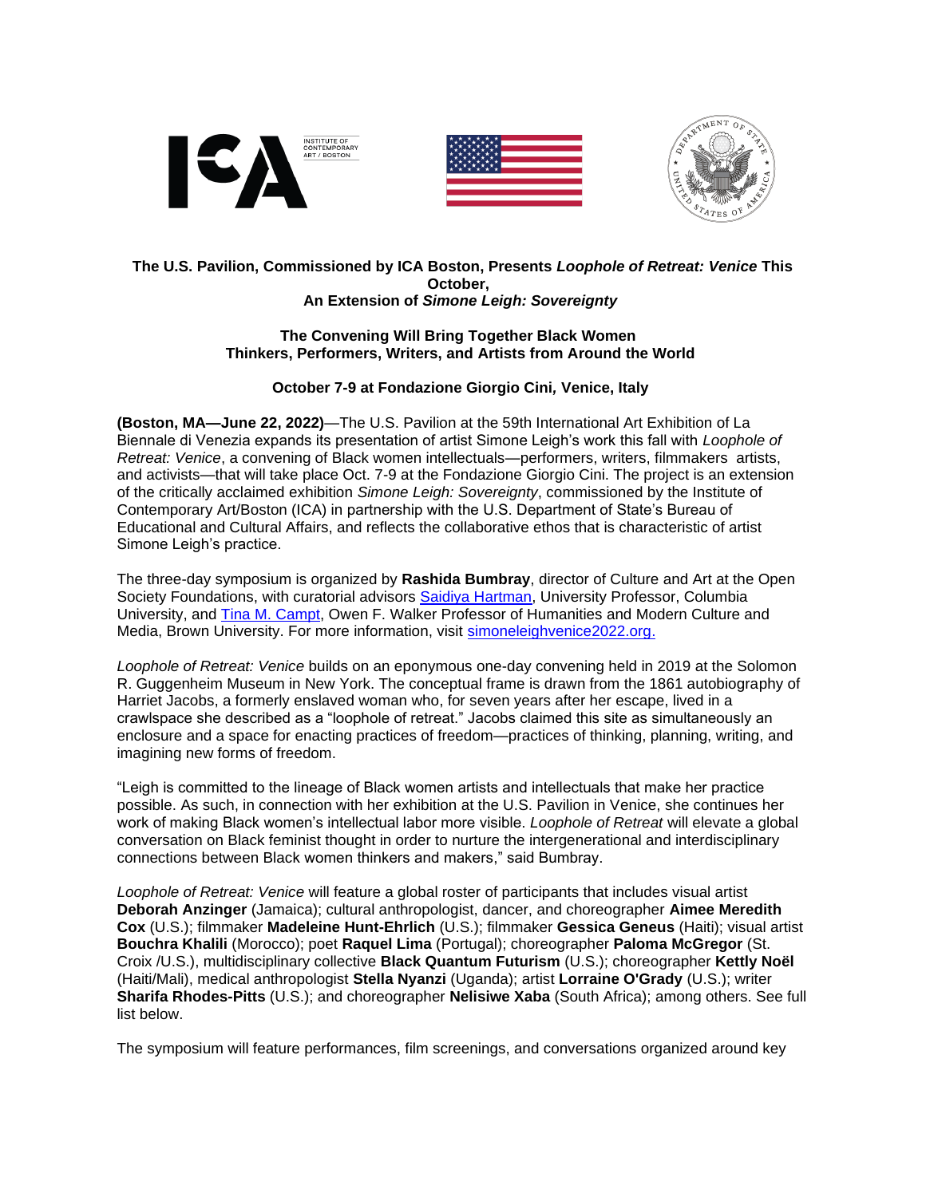**The U.S. Pavilion, Commissioned by ICA Boston, Presents *Loophole of Retreat: Venice* This October,**
**An Extension of *Simone Leigh: Sovereignty***

**The Convening Will Bring Together Black Women Thinkers, Performers, Writers, and Artists from Around the World**

**October 7-9 at Fondazione Giorgio Cini, Venice, Italy**

**(Boston, MA—June 22, 2022)**—The U.S. Pavilion at the 59th International Art Exhibition of La Biennale di Venezia expands its presentation of artist Simone Leigh's work this fall with *Loophole of Retreat: Venice*, a convening of Black women intellectuals—performers, writers, filmmakers artists, and activists—that will take place Oct. 7-9 at the Fondazione Giorgio Cini. The project is an extension of the critically acclaimed exhibition *Simone Leigh: Sovereignty*, commissioned by the Institute of Contemporary Art/Boston (ICA) in partnership with the U.S. Department of State's Bureau of Educational and Cultural Affairs, and reflects the collaborative ethos that is characteristic of artist Simone Leigh's practice.

The three-day symposium is organized by **Rashida Bumbray**, director of Culture and Art at the Open Society Foundations, with curatorial advisors Saidiya Hartman, University Professor, Columbia University, and Tina M. Campt, Owen F. Walker Professor of Humanities and Modern Culture and Media, Brown University. For more information, visit simoneleighvenice2022.org.

*Loophole of Retreat: Venice* builds on an eponymous one-day convening held in 2019 at the Solomon R. Guggenheim Museum in New York. The conceptual frame is drawn from the 1861 autobiography of Harriet Jacobs, a formerly enslaved woman who, for seven years after her escape, lived in a crawlspace she described as a "loophole of retreat." Jacobs claimed this site as simultaneously an enclosure and a space for enacting practices of freedom—practices of thinking, planning, writing, and imagining new forms of freedom.

"Leigh is committed to the lineage of Black women artists and intellectuals that make her practice possible. As such, in connection with her exhibition at the U.S. Pavilion in Venice, she continues her work of making Black women's intellectual labor more visible. *Loophole of Retreat* will elevate a global conversation on Black feminist thought in order to nurture the intergenerational and interdisciplinary connections between Black women thinkers and makers," said Bumbray.

*Loophole of Retreat: Venice* will feature a global roster of participants that includes visual artist **Deborah Anzinger** (Jamaica); cultural anthropologist, dancer, and choreographer **Aimee Meredith Cox** (U.S.); filmmaker **Madeleine Hunt-Ehrlich** (U.S.); filmmaker **Gessica Geneus** (Haiti); visual artist **Bouchra Khalili** (Morocco); poet **Raquel Lima** (Portugal); choreographer **Paloma McGregor** (St. Croix /U.S.), multidisciplinary collective **Black Quantum Futurism** (U.S.); choreographer **Kettly Noël** (Haiti/Mali), medical anthropologist **Stella Nyanzi** (Uganda); artist **Lorraine O'Grady** (U.S.); writer **Sharifa Rhodes-Pitts** (U.S.); and choreographer **Nelisiwe Xaba** (South Africa); among others. See full list below.

The symposium will feature performances, film screenings, and conversations organized around key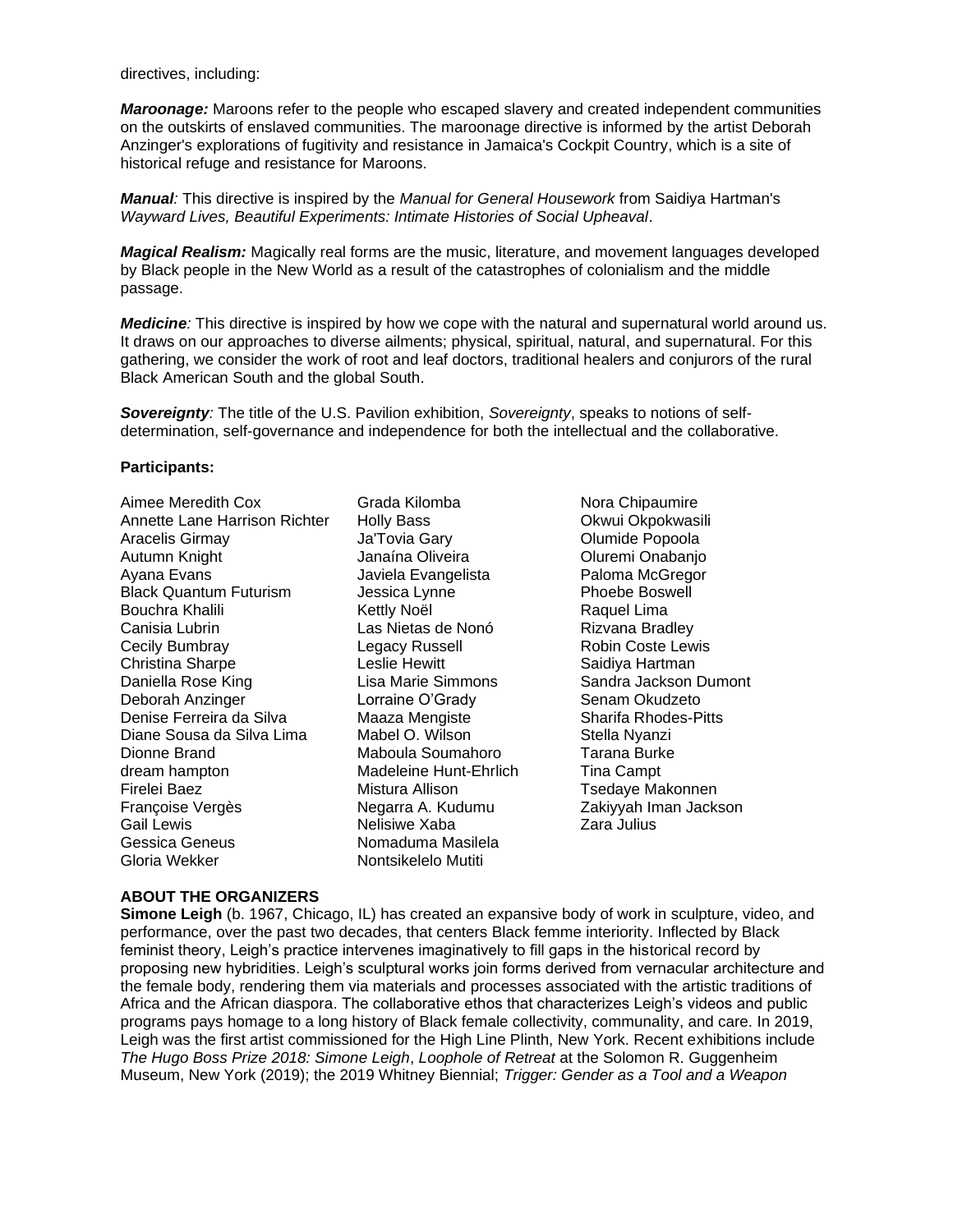directives, including:

***Maroonage:*** Maroons refer to the people who escaped slavery and created independent communities on the outskirts of enslaved communities. The maroonage directive is informed by the artist Deborah Anzinger's explorations of fugitivity and resistance in Jamaica's Cockpit Country, which is a site of historical refuge and resistance for Maroons.

***Manual:*** This directive is inspired by the *Manual for General Housework* from Saidiya Hartman's *Wayward Lives, Beautiful Experiments: Intimate Histories of Social Upheaval*.

***Magical Realism:*** Magically real forms are the music, literature, and movement languages developed by Black people in the New World as a result of the catastrophes of colonialism and the middle passage.

***Medicine:*** This directive is inspired by how we cope with the natural and supernatural world around us. It draws on our approaches to diverse ailments; physical, spiritual, natural, and supernatural. For this gathering, we consider the work of root and leaf doctors, traditional healers and conjurors of the rural Black American South and the global South.

***Sovereignty:*** The title of the U.S. Pavilion exhibition, *Sovereignty*, speaks to notions of self-determination, self-governance and independence for both the intellectual and the collaborative.

**Participants:**

Aimee Meredith Cox
Annette Lane Harrison Richter
Aracelis Girmay
Autumn Knight
Ayana Evans
Black Quantum Futurism
Bouchra Khalili
Canisia Lubrin
Cecily Bumbray
Christina Sharpe
Daniella Rose King
Deborah Anzinger
Denise Ferreira da Silva
Diane Sousa da Silva Lima
Dionne Brand
dream hampton
Firelei Baez
Françoise Vergès
Gail Lewis
Gessica Geneus
Gloria Wekker
Grada Kilomba
Holly Bass
Ja'Tovia Gary
Janaína Oliveira
Javiela Evangelista
Jessica Lynne
Kettly Noël
Las Nietas de Nonó
Legacy Russell
Leslie Hewitt
Lisa Marie Simmons
Lorraine O'Grady
Maaza Mengiste
Mabel O. Wilson
Maboula Soumahoro
Madeleine Hunt-Ehrlich
Mistura Allison
Negarra A. Kudumu
Nelisiwe Xaba
Nomaduma Masilela
Nontsikelelo Mutiti
Nora Chipaumire
Okwui Okpokwasili
Olumide Popoola
Oluremi Onabanjo
Paloma McGregor
Phoebe Boswell
Raquel Lima
Rizvana Bradley
Robin Coste Lewis
Saidiya Hartman
Sandra Jackson Dumont
Senam Okudzeto
Sharifa Rhodes-Pitts
Stella Nyanzi
Tarana Burke
Tina Campt
Tsedaye Makonnen
Zakiyyah Iman Jackson
Zara Julius

**ABOUT THE ORGANIZERS**

**Simone Leigh** (b. 1967, Chicago, IL) has created an expansive body of work in sculpture, video, and performance, over the past two decades, that centers Black femme interiority. Inflected by Black feminist theory, Leigh's practice intervenes imaginatively to fill gaps in the historical record by proposing new hybridities. Leigh's sculptural works join forms derived from vernacular architecture and the female body, rendering them via materials and processes associated with the artistic traditions of Africa and the African diaspora. The collaborative ethos that characterizes Leigh's videos and public programs pays homage to a long history of Black female collectivity, communality, and care. In 2019, Leigh was the first artist commissioned for the High Line Plinth, New York. Recent exhibitions include *The Hugo Boss Prize 2018: Simone Leigh*, *Loophole of Retreat* at the Solomon R. Guggenheim Museum, New York (2019); the 2019 Whitney Biennial; *Trigger: Gender as a Tool and a Weapon*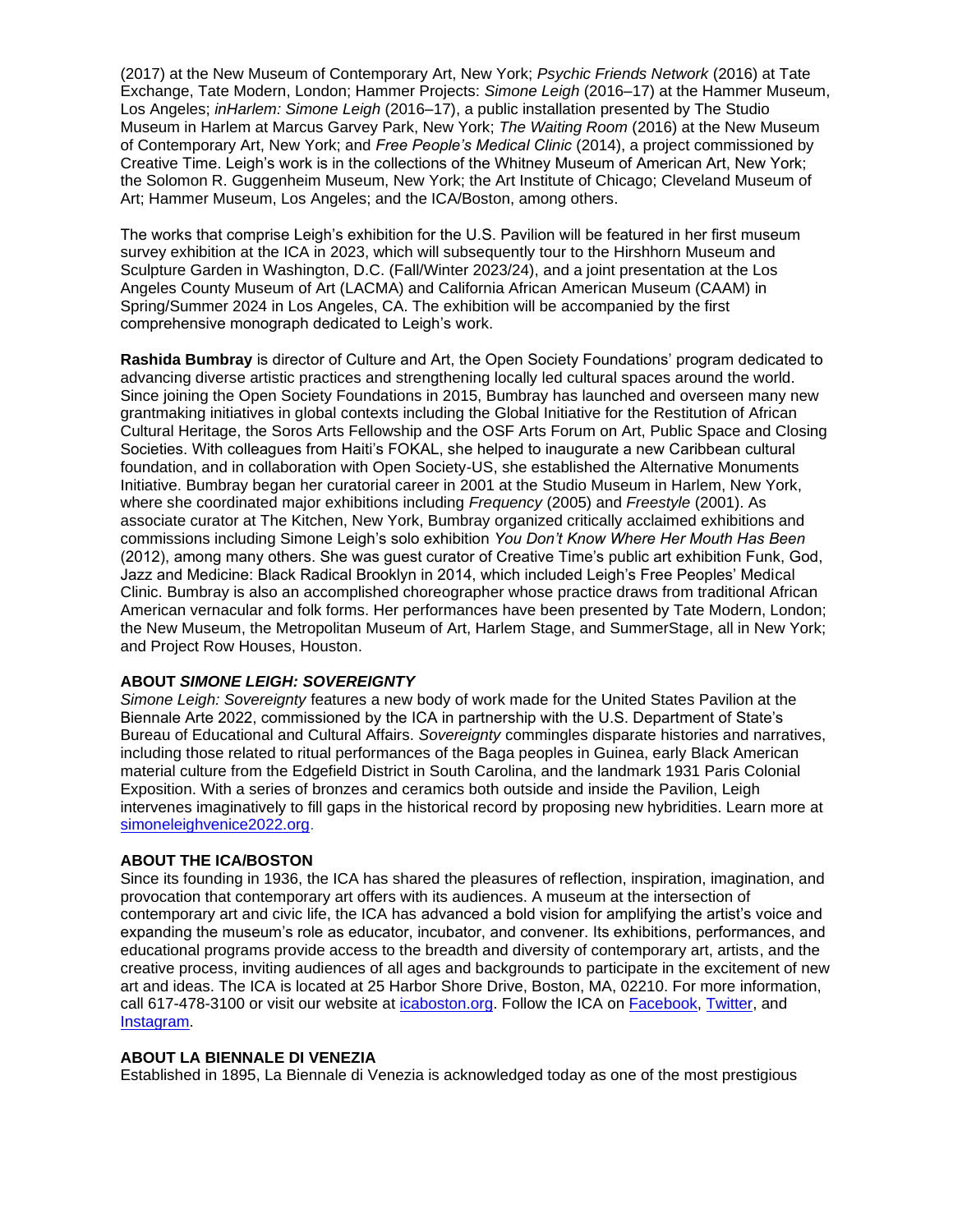(2017) at the New Museum of Contemporary Art, New York; *Psychic Friends Network* (2016) at Tate Exchange, Tate Modern, London; Hammer Projects: *Simone Leigh* (2016–17) at the Hammer Museum, Los Angeles; *inHarlem: Simone Leigh* (2016–17), a public installation presented by The Studio Museum in Harlem at Marcus Garvey Park, New York; *The Waiting Room* (2016) at the New Museum of Contemporary Art, New York; and *Free People's Medical Clinic* (2014), a project commissioned by Creative Time. Leigh's work is in the collections of the Whitney Museum of American Art, New York; the Solomon R. Guggenheim Museum, New York; the Art Institute of Chicago; Cleveland Museum of Art; Hammer Museum, Los Angeles; and the ICA/Boston, among others.

The works that comprise Leigh's exhibition for the U.S. Pavilion will be featured in her first museum survey exhibition at the ICA in 2023, which will subsequently tour to the Hirshhorn Museum and Sculpture Garden in Washington, D.C. (Fall/Winter 2023/24), and a joint presentation at the Los Angeles County Museum of Art (LACMA) and California African American Museum (CAAM) in Spring/Summer 2024 in Los Angeles, CA. The exhibition will be accompanied by the first comprehensive monograph dedicated to Leigh's work.

**Rashida Bumbray** is director of Culture and Art, the Open Society Foundations' program dedicated to advancing diverse artistic practices and strengthening locally led cultural spaces around the world. Since joining the Open Society Foundations in 2015, Bumbray has launched and overseen many new grantmaking initiatives in global contexts including the Global Initiative for the Restitution of African Cultural Heritage, the Soros Arts Fellowship and the OSF Arts Forum on Art, Public Space and Closing Societies. With colleagues from Haiti's FOKAL, she helped to inaugurate a new Caribbean cultural foundation, and in collaboration with Open Society-US, she established the Alternative Monuments Initiative. Bumbray began her curatorial career in 2001 at the Studio Museum in Harlem, New York, where she coordinated major exhibitions including *Frequency* (2005) and *Freestyle* (2001). As associate curator at The Kitchen, New York, Bumbray organized critically acclaimed exhibitions and commissions including Simone Leigh's solo exhibition *You Don't Know Where Her Mouth Has Been* (2012), among many others. She was guest curator of Creative Time's public art exhibition Funk, God, Jazz and Medicine: Black Radical Brooklyn in 2014, which included Leigh's Free Peoples' Medical Clinic. Bumbray is also an accomplished choreographer whose practice draws from traditional African American vernacular and folk forms. Her performances have been presented by Tate Modern, London; the New Museum, the Metropolitan Museum of Art, Harlem Stage, and SummerStage, all in New York; and Project Row Houses, Houston.

**ABOUT *SIMONE LEIGH: SOVEREIGNTY***

*Simone Leigh: Sovereignty* features a new body of work made for the United States Pavilion at the Biennale Arte 2022, commissioned by the ICA in partnership with the U.S. Department of State's Bureau of Educational and Cultural Affairs. *Sovereignty* commingles disparate histories and narratives, including those related to ritual performances of the Baga peoples in Guinea, early Black American material culture from the Edgefield District in South Carolina, and the landmark 1931 Paris Colonial Exposition. With a series of bronzes and ceramics both outside and inside the Pavilion, Leigh intervenes imaginatively to fill gaps in the historical record by proposing new hybridities. Learn more at [simoneleighvenice2022.org](simoneleighvenice2022.org).

**ABOUT THE ICA/BOSTON**

Since its founding in 1936, the ICA has shared the pleasures of reflection, inspiration, imagination, and provocation that contemporary art offers with its audiences. A museum at the intersection of contemporary art and civic life, the ICA has advanced a bold vision for amplifying the artist's voice and expanding the museum's role as educator, incubator, and convener. Its exhibitions, performances, and educational programs provide access to the breadth and diversity of contemporary art, artists, and the creative process, inviting audiences of all ages and backgrounds to participate in the excitement of new art and ideas. The ICA is located at 25 Harbor Shore Drive, Boston, MA, 02210. For more information, call 617-478-3100 or visit our website at [icaboston.org](icaboston.org). Follow the ICA on Facebook, Twitter, and Instagram.

**ABOUT LA BIENNALE DI VENEZIA**

Established in 1895, La Biennale di Venezia is acknowledged today as one of the most prestigious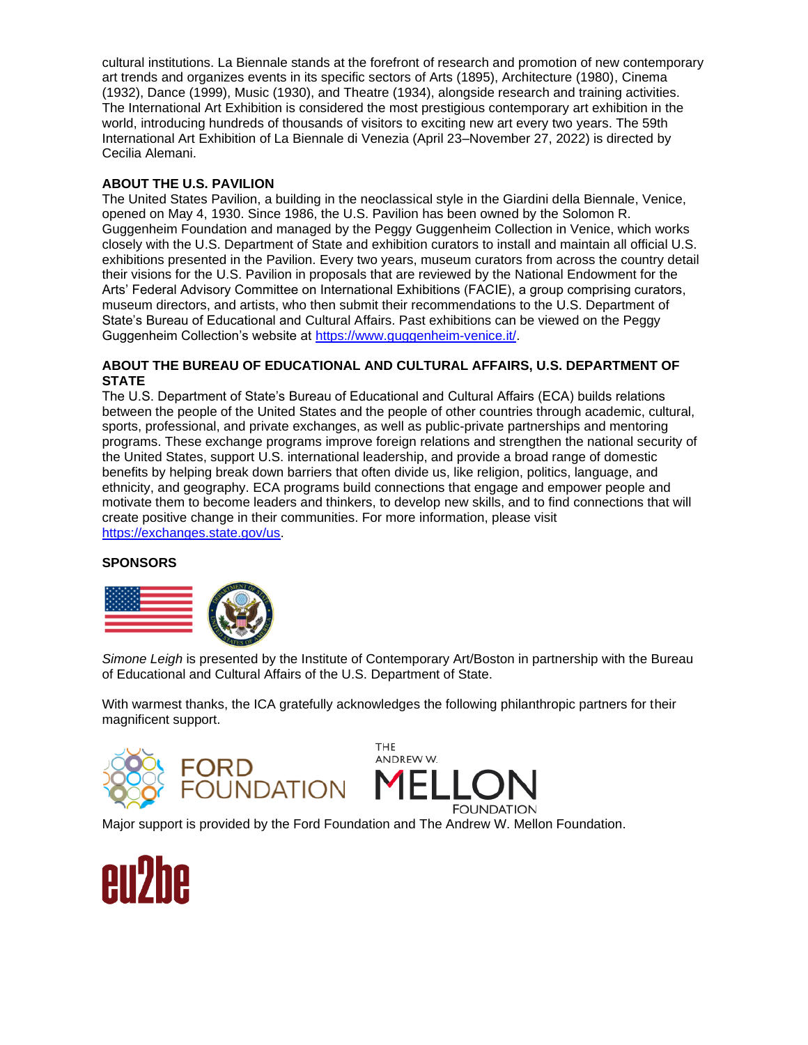cultural institutions. La Biennale stands at the forefront of research and promotion of new contemporary art trends and organizes events in its specific sectors of Arts (1895), Architecture (1980), Cinema (1932), Dance (1999), Music (1930), and Theatre (1934), alongside research and training activities. The International Art Exhibition is considered the most prestigious contemporary art exhibition in the world, introducing hundreds of thousands of visitors to exciting new art every two years. The 59th International Art Exhibition of La Biennale di Venezia (April 23–November 27, 2022) is directed by Cecilia Alemani.

**ABOUT THE U.S. PAVILION**

The United States Pavilion, a building in the neoclassical style in the Giardini della Biennale, Venice, opened on May 4, 1930. Since 1986, the U.S. Pavilion has been owned by the Solomon R. Guggenheim Foundation and managed by the Peggy Guggenheim Collection in Venice, which works closely with the U.S. Department of State and exhibition curators to install and maintain all official U.S. exhibitions presented in the Pavilion. Every two years, museum curators from across the country detail their visions for the U.S. Pavilion in proposals that are reviewed by the National Endowment for the Arts' Federal Advisory Committee on International Exhibitions (FACIE), a group comprising curators, museum directors, and artists, who then submit their recommendations to the U.S. Department of State's Bureau of Educational and Cultural Affairs. Past exhibitions can be viewed on the Peggy Guggenheim Collection's website at https://www.guggenheim-venice.it/.

**ABOUT THE BUREAU OF EDUCATIONAL AND CULTURAL AFFAIRS, U.S. DEPARTMENT OF STATE**

The U.S. Department of State's Bureau of Educational and Cultural Affairs (ECA) builds relations between the people of the United States and the people of other countries through academic, cultural, sports, professional, and private exchanges, as well as public-private partnerships and mentoring programs. These exchange programs improve foreign relations and strengthen the national security of the United States, support U.S. international leadership, and provide a broad range of domestic benefits by helping break down barriers that often divide us, like religion, politics, language, and ethnicity, and geography. ECA programs build connections that engage and empower people and motivate them to become leaders and thinkers, to develop new skills, and to find connections that will create positive change in their communities. For more information, please visit https://exchanges.state.gov/us.

**SPONSORS**

*Simone Leigh* is presented by the Institute of Contemporary Art/Boston in partnership with the Bureau of Educational and Cultural Affairs of the U.S. Department of State.

With warmest thanks, the ICA gratefully acknowledges the following philanthropic partners for their magnificent support.

FORD FOUNDATION THE ANDREW W. MELLON FOUNDATION

Major support is provided by the Ford Foundation and The Andrew W. Mellon Foundation.

eu2be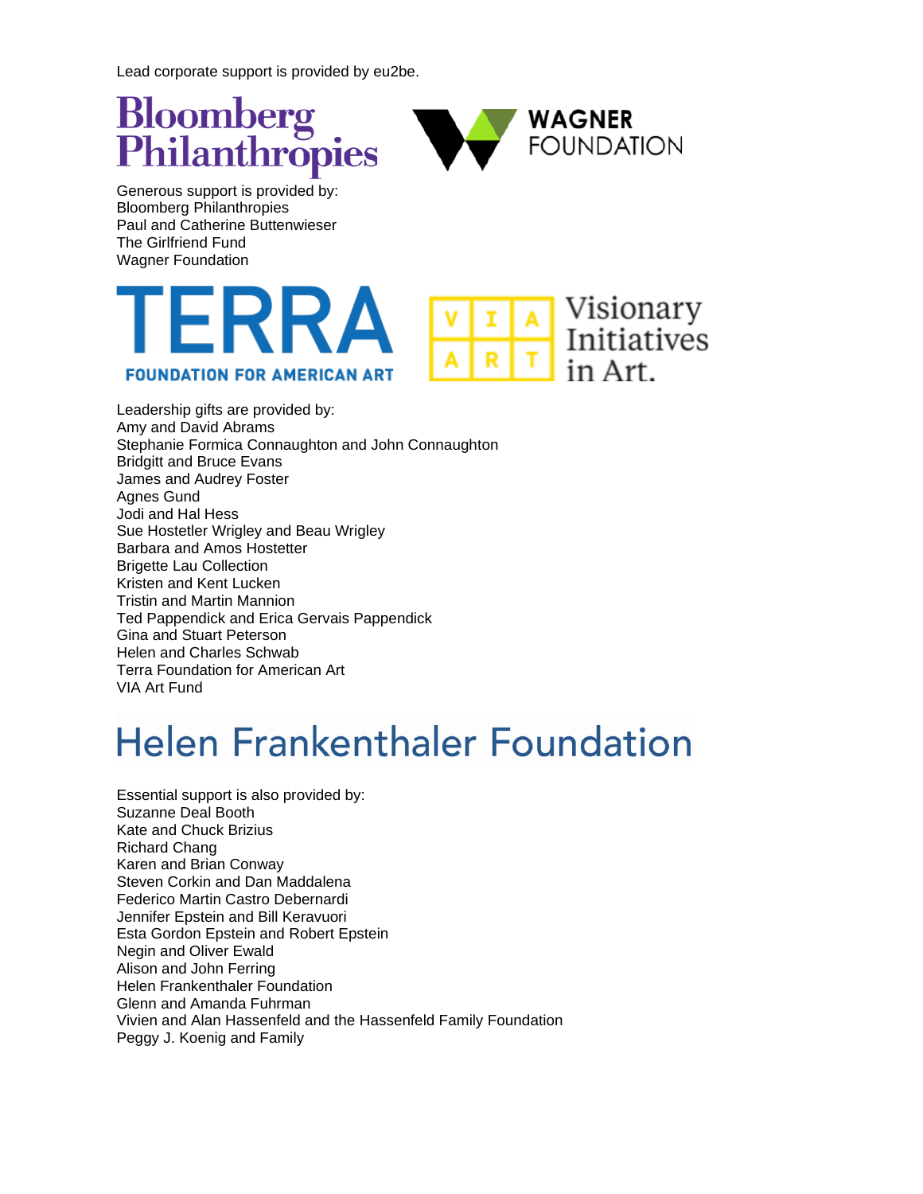Lead corporate support is provided by eu2be.

Bloomberg Philanthropies

WAGNER FOUNDATION

Generous support is provided by:
Bloomberg Philanthropies
Paul and Catherine Buttenwieser
The Girlfriend Fund
Wagner Foundation

TERRA FOUNDATION FOR AMERICAN ART

VIA ART Visionary Initiatives in Art.

Leadership gifts are provided by:
Amy and David Abrams
Stephanie Formica Connaughton and John Connaughton
Bridgitt and Bruce Evans
James and Audrey Foster
Agnes Gund
Jodi and Hal Hess
Sue Hostetler Wrigley and Beau Wrigley
Barbara and Amos Hostetter
Brigette Lau Collection
Kristen and Kent Lucken
Tristin and Martin Mannion
Ted Pappendick and Erica Gervais Pappendick
Gina and Stuart Peterson
Helen and Charles Schwab
Terra Foundation for American Art
VIA Art Fund

Helen Frankenthaler Foundation

Essential support is also provided by:
Suzanne Deal Booth
Kate and Chuck Brizius
Richard Chang
Karen and Brian Conway
Steven Corkin and Dan Maddalena
Federico Martin Castro Debernardi
Jennifer Epstein and Bill Keravuori
Esta Gordon Epstein and Robert Epstein
Negin and Oliver Ewald
Alison and John Ferring
Helen Frankenthaler Foundation
Glenn and Amanda Fuhrman
Vivien and Alan Hassenfeld and the Hassenfeld Family Foundation
Peggy J. Koenig and Family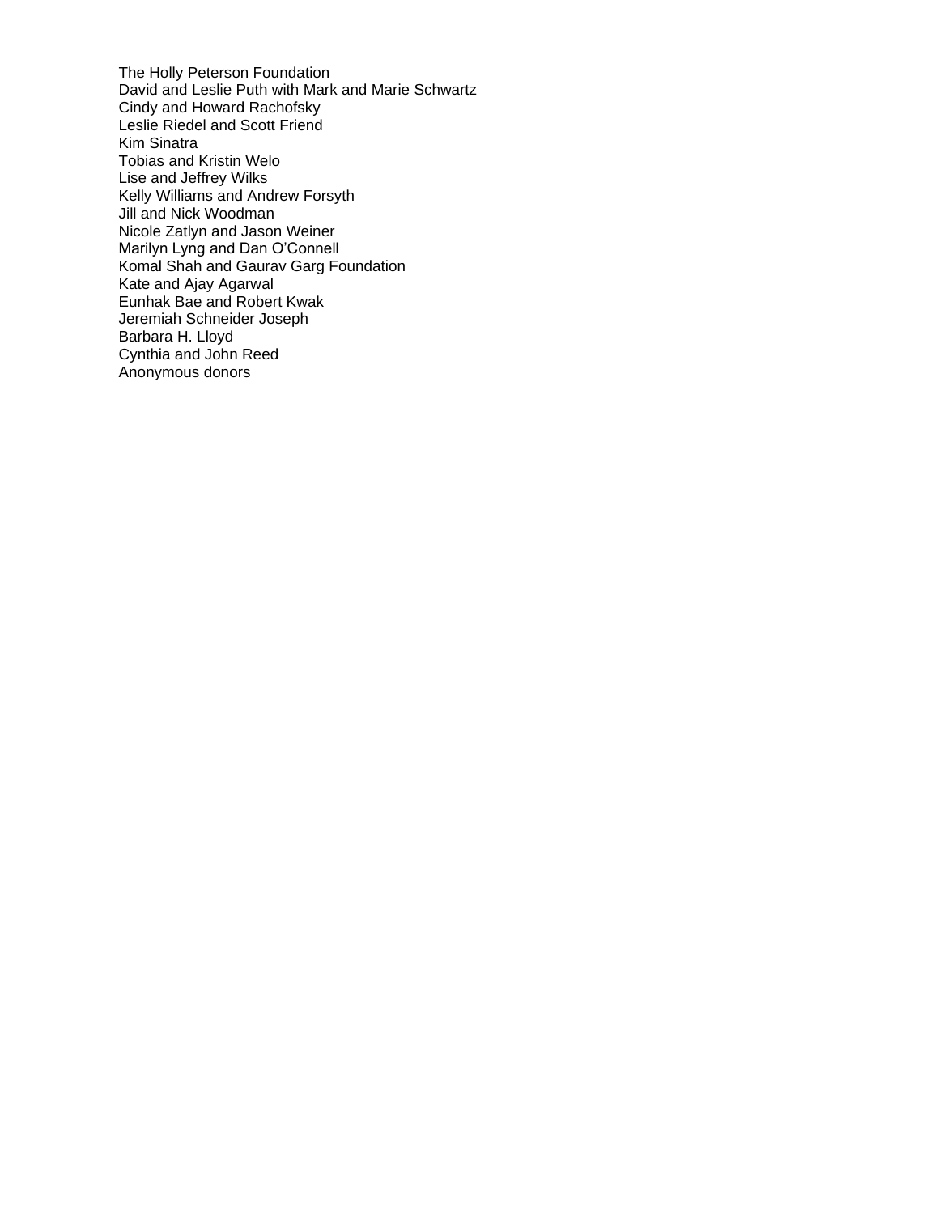The Holly Peterson Foundation
David and Leslie Puth with Mark and Marie Schwartz
Cindy and Howard Rachofsky
Leslie Riedel and Scott Friend
Kim Sinatra
Tobias and Kristin Welo
Lise and Jeffrey Wilks
Kelly Williams and Andrew Forsyth
Jill and Nick Woodman
Nicole Zatlyn and Jason Weiner
Marilyn Lyng and Dan O'Connell
Komal Shah and Gaurav Garg Foundation
Kate and Ajay Agarwal
Eunhak Bae and Robert Kwak
Jeremiah Schneider Joseph
Barbara H. Lloyd
Cynthia and John Reed
Anonymous donors